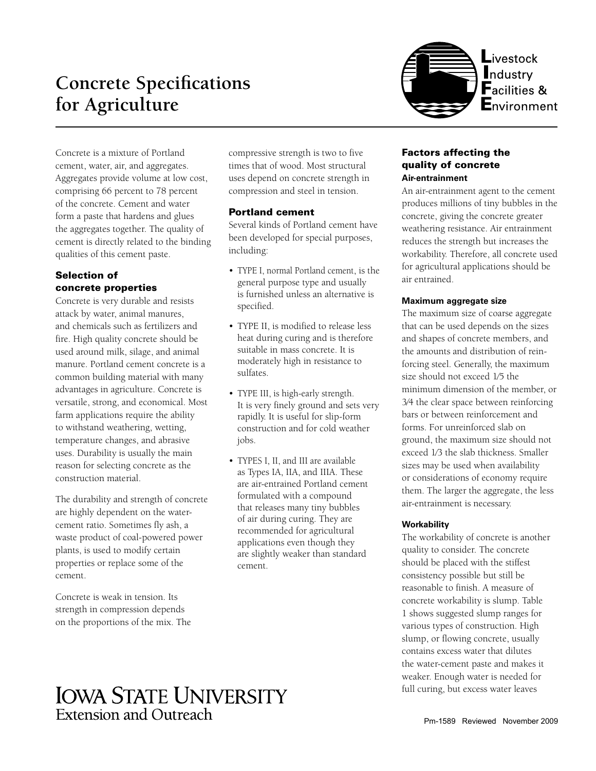# Concrete Specifications for Agriculture

Livestock Industry Facilities & Environment

Concrete is a mixture of Portland cement, water, air, and aggregates. Aggregates provide volume at low cost, comprising 66 percent to 78 percent of the concrete. Cement and water form a paste that hardens and glues the aggregates together. The quality of cement is directly related to the binding qualities of this cement paste.

## Selection of concrete properties

Concrete is very durable and resists attack by water, animal manures, and chemicals such as fertilizers and fire. High quality concrete should be used around milk, silage, and animal manure. Portland cement concrete is a common building material with many advantages in agriculture. Concrete is versatile, strong, and economical. Most farm applications require the ability to withstand weathering, wetting, temperature changes, and abrasive uses. Durability is usually the main reason for selecting concrete as the construction material.

The durability and strength of concrete are highly dependent on the water-cement ratio. Sometimes fly ash, a waste product of coal-powered power plants, is used to modify certain properties or replace some of the cement.

Concrete is weak in tension. Its strength in compression depends on the proportions of the mix. The compressive strength is two to five times that of wood. Most structural uses depend on concrete strength in compression and steel in tension.

## Portland cement

Several kinds of Portland cement have been developed for special purposes, including:

- TYPE I, normal Portland cement, is the general purpose type and usually is furnished unless an alternative is specified.
- TYPE II, is modified to release less heat during curing and is therefore suitable in mass concrete. It is moderately high in resistance to sulfates.
- TYPE III, is high-early strength. It is very finely ground and sets very rapidly. It is useful for slip-form construction and for cold weather jobs.
- TYPES I, II, and III are available as Types IA, IIA, and IIIA. These are air-entrained Portland cement formulated with a compound that releases many tiny bubbles of air during curing. They are recommended for agricultural applications even though they are slightly weaker than standard cement.

## Factors affecting the quality of concrete

### Air-entrainment

An air-entrainment agent to the cement produces millions of tiny bubbles in the concrete, giving the concrete greater weathering resistance. Air entrainment reduces the strength but increases the workability. Therefore, all concrete used for agricultural applications should be air entrained.

### Maximum aggregate size

The maximum size of coarse aggregate that can be used depends on the sizes and shapes of concrete members, and the amounts and distribution of reinforcing steel. Generally, the maximum size should not exceed 1/5 the minimum dimension of the member, or 3/4 the clear space between reinforcing bars or between reinforcement and forms. For unreinforced slab on ground, the maximum size should not exceed 1/3 the slab thickness. Smaller sizes may be used when availability or considerations of economy require them. The larger the aggregate, the less air-entrainment is necessary.

### Workability

The workability of concrete is another quality to consider. The concrete should be placed with the stiffest consistency possible but still be reasonable to finish. A measure of concrete workability is slump. Table 1 shows suggested slump ranges for various types of construction. High slump, or flowing concrete, usually contains excess water that dilutes the water-cement paste and makes it weaker. Enough water is needed for full curing, but excess water leaves

Iowa State University Extension and Outreach

Pm-1589 Reviewed November 2009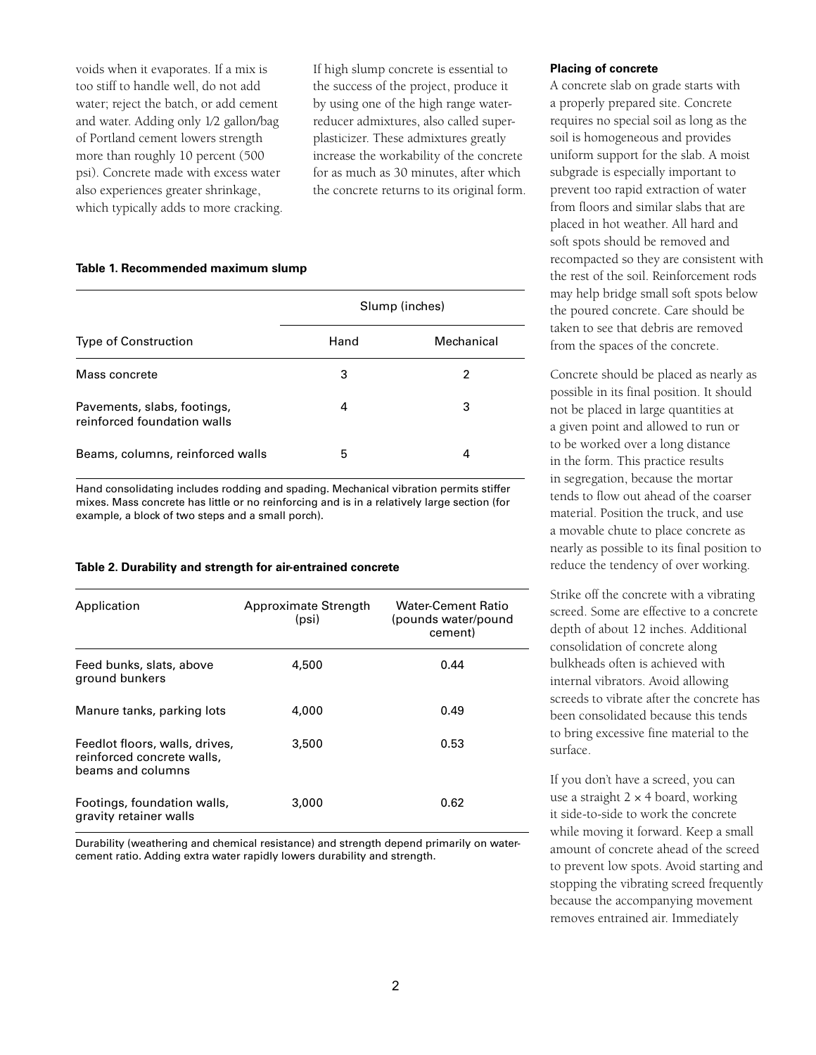voids when it evaporates. If a mix is too stiff to handle well, do not add water; reject the batch, or add cement and water. Adding only 1/2 gallon/bag of Portland cement lowers strength more than roughly 10 percent (500 psi). Concrete made with excess water also experiences greater shrinkage, which typically adds to more cracking.

If high slump concrete is essential to the success of the project, produce it by using one of the high range water-reducer admixtures, also called super-plasticizer. These admixtures greatly increase the workability of the concrete for as much as 30 minutes, after which the concrete returns to its original form.

**Table 1. Recommended maximum slump**

| Type of Construction | Slump (inches) | |
|---|---|---|
| | Hand | Mechanical |
| Mass concrete | 3 | 2 |
| Pavements, slabs, footings, reinforced foundation walls | 4 | 3 |
| Beams, columns, reinforced walls | 5 | 4 |

Hand consolidating includes rodding and spading. Mechanical vibration permits stiffer mixes. Mass concrete has little or no reinforcing and is in a relatively large section (for example, a block of two steps and a small porch).

**Table 2. Durability and strength for air-entrained concrete**

| Application | Approximate Strength (psi) | Water-Cement Ratio (pounds water/pound cement) |
|---|---|---|
| Feed bunks, slats, above ground bunkers | 4,500 | 0.44 |
| Manure tanks, parking lots | 4,000 | 0.49 |
| Feedlot floors, walls, drives, reinforced concrete walls, beams and columns | 3,500 | 0.53 |
| Footings, foundation walls, gravity retainer walls | 3,000 | 0.62 |

Durability (weathering and chemical resistance) and strength depend primarily on water-cement ratio. Adding extra water rapidly lowers durability and strength.

**Placing of concrete**

A concrete slab on grade starts with a properly prepared site. Concrete requires no special soil as long as the soil is homogeneous and provides uniform support for the slab. A moist subgrade is especially important to prevent too rapid extraction of water from floors and similar slabs that are placed in hot weather. All hard and soft spots should be removed and recompacted so they are consistent with the rest of the soil. Reinforcement rods may help bridge small soft spots below the poured concrete. Care should be taken to see that debris are removed from the spaces of the concrete.

Concrete should be placed as nearly as possible in its final position. It should not be placed in large quantities at a given point and allowed to run or to be worked over a long distance in the form. This practice results in segregation, because the mortar tends to flow out ahead of the coarser material. Position the truck, and use a movable chute to place concrete as nearly as possible to its final position to reduce the tendency of over working.

Strike off the concrete with a vibrating screed. Some are effective to a concrete depth of about 12 inches. Additional consolidation of concrete along bulkheads often is achieved with internal vibrators. Avoid allowing screeds to vibrate after the concrete has been consolidated because this tends to bring excessive fine material to the surface.

If you don't have a screed, you can use a straight 2 × 4 board, working it side-to-side to work the concrete while moving it forward. Keep a small amount of concrete ahead of the screed to prevent low spots. Avoid starting and stopping the vibrating screed frequently because the accompanying movement removes entrained air. Immediately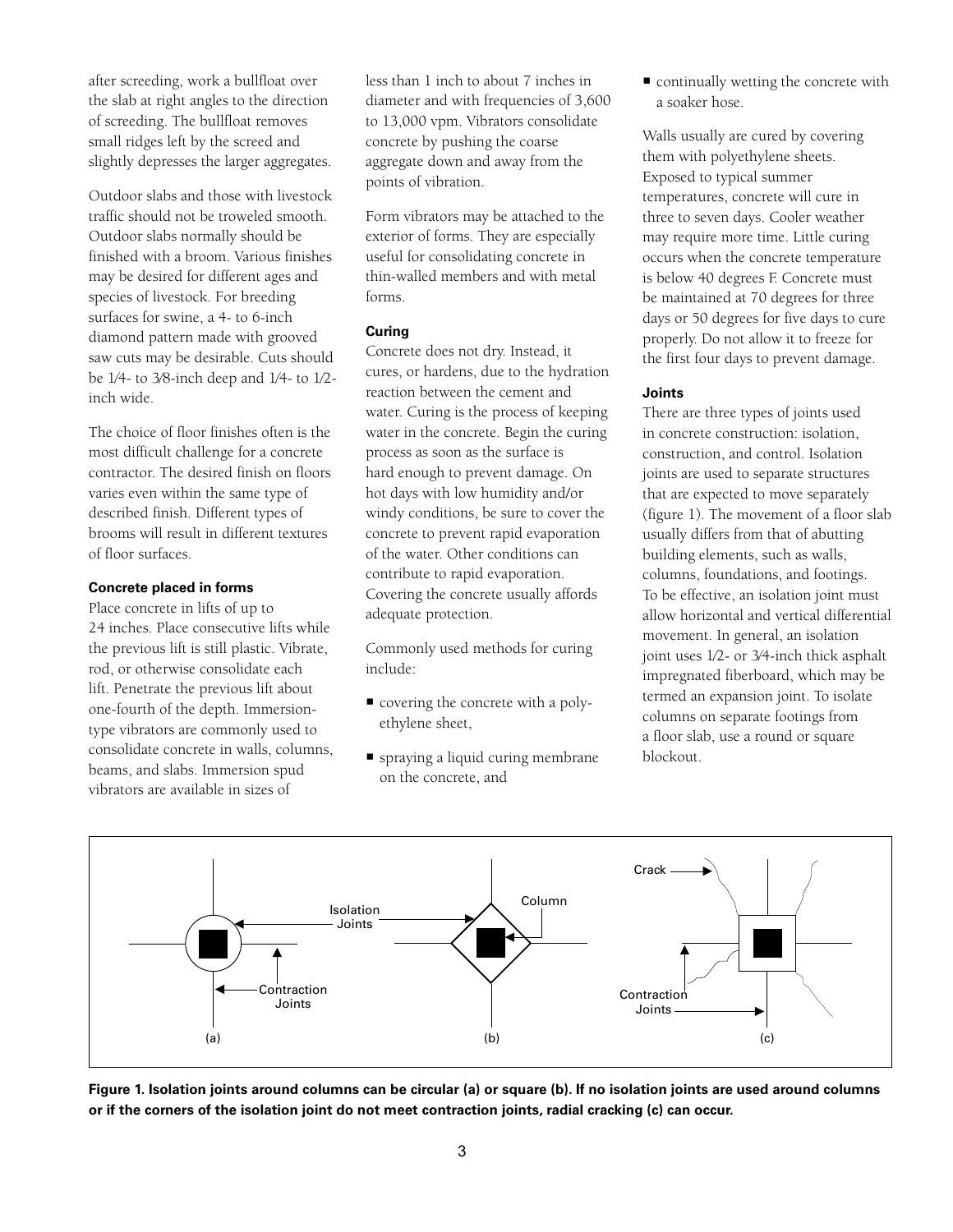after screeding, work a bullfloat over the slab at right angles to the direction of screeding. The bullfloat removes small ridges left by the screed and slightly depresses the larger aggregates.

Outdoor slabs and those with livestock traffic should not be troweled smooth. Outdoor slabs normally should be finished with a broom. Various finishes may be desired for different ages and species of livestock. For breeding surfaces for swine, a 4- to 6-inch diamond pattern made with grooved saw cuts may be desirable. Cuts should be 1⁄4- to 3⁄8-inch deep and 1⁄4- to 1⁄2-inch wide.

The choice of floor finishes often is the most difficult challenge for a concrete contractor. The desired finish on floors varies even within the same type of described finish. Different types of brooms will result in different textures of floor surfaces.

**Concrete placed in forms**

Place concrete in lifts of up to 24 inches. Place consecutive lifts while the previous lift is still plastic. Vibrate, rod, or otherwise consolidate each lift. Penetrate the previous lift about one-fourth of the depth. Immersion-type vibrators are commonly used to consolidate concrete in walls, columns, beams, and slabs. Immersion spud vibrators are available in sizes of less than 1 inch to about 7 inches in diameter and with frequencies of 3,600 to 13,000 vpm. Vibrators consolidate concrete by pushing the coarse aggregate down and away from the points of vibration.

Form vibrators may be attached to the exterior of forms. They are especially useful for consolidating concrete in thin-walled members and with metal forms.

**Curing**

Concrete does not dry. Instead, it cures, or hardens, due to the hydration reaction between the cement and water. Curing is the process of keeping water in the concrete. Begin the curing process as soon as the surface is hard enough to prevent damage. On hot days with low humidity and/or windy conditions, be sure to cover the concrete to prevent rapid evaporation of the water. Other conditions can contribute to rapid evaporation. Covering the concrete usually affords adequate protection.

Commonly used methods for curing include:

- covering the concrete with a polyethylene sheet,
- spraying a liquid curing membrane on the concrete, and
- continually wetting the concrete with a soaker hose.

Walls usually are cured by covering them with polyethylene sheets. Exposed to typical summer temperatures, concrete will cure in three to seven days. Cooler weather may require more time. Little curing occurs when the concrete temperature is below 40 degrees F. Concrete must be maintained at 70 degrees for three days or 50 degrees for five days to cure properly. Do not allow it to freeze for the first four days to prevent damage.

**Joints**

There are three types of joints used in concrete construction: isolation, construction, and control. Isolation joints are used to separate structures that are expected to move separately (figure 1). The movement of a floor slab usually differs from that of abutting building elements, such as walls, columns, foundations, and footings. To be effective, an isolation joint must allow horizontal and vertical differential movement. In general, an isolation joint uses 1⁄2- or 3⁄4-inch thick asphalt impregnated fiberboard, which may be termed an expansion joint. To isolate columns on separate footings from a floor slab, use a round or square blockout.

**Figure 1. Isolation joints around columns can be circular (a) or square (b). If no isolation joints are used around columns or if the corners of the isolation joint do not meet contraction joints, radial cracking (c) can occur.**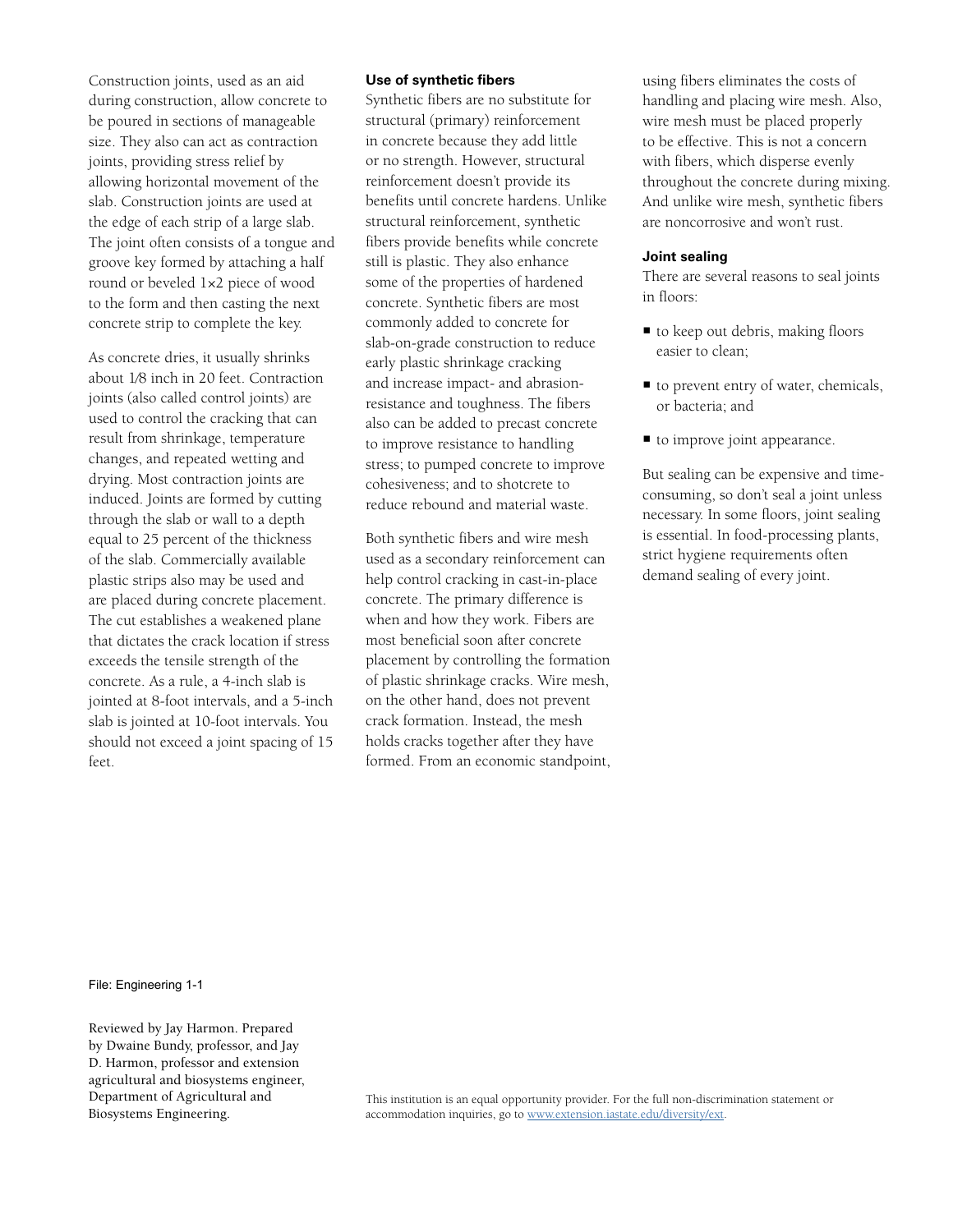Construction joints, used as an aid during construction, allow concrete to be poured in sections of manageable size. They also can act as contraction joints, providing stress relief by allowing horizontal movement of the slab. Construction joints are used at the edge of each strip of a large slab. The joint often consists of a tongue and groove key formed by attaching a half round or beveled 1×2 piece of wood to the form and then casting the next concrete strip to complete the key.

As concrete dries, it usually shrinks about 1/8 inch in 20 feet. Contraction joints (also called control joints) are used to control the cracking that can result from shrinkage, temperature changes, and repeated wetting and drying. Most contraction joints are induced. Joints are formed by cutting through the slab or wall to a depth equal to 25 percent of the thickness of the slab. Commercially available plastic strips also may be used and are placed during concrete placement. The cut establishes a weakened plane that dictates the crack location if stress exceeds the tensile strength of the concrete. As a rule, a 4-inch slab is jointed at 8-foot intervals, and a 5-inch slab is jointed at 10-foot intervals. You should not exceed a joint spacing of 15 feet.

**Use of synthetic fibers**

Synthetic fibers are no substitute for structural (primary) reinforcement in concrete because they add little or no strength. However, structural reinforcement doesn't provide its benefits until concrete hardens. Unlike structural reinforcement, synthetic fibers provide benefits while concrete still is plastic. They also enhance some of the properties of hardened concrete. Synthetic fibers are most commonly added to concrete for slab-on-grade construction to reduce early plastic shrinkage cracking and increase impact- and abrasion-resistance and toughness. The fibers also can be added to precast concrete to improve resistance to handling stress; to pumped concrete to improve cohesiveness; and to shotcrete to reduce rebound and material waste.

Both synthetic fibers and wire mesh used as a secondary reinforcement can help control cracking in cast-in-place concrete. The primary difference is when and how they work. Fibers are most beneficial soon after concrete placement by controlling the formation of plastic shrinkage cracks. Wire mesh, on the other hand, does not prevent crack formation. Instead, the mesh holds cracks together after they have formed. From an economic standpoint, using fibers eliminates the costs of handling and placing wire mesh. Also, wire mesh must be placed properly to be effective. This is not a concern with fibers, which disperse evenly throughout the concrete during mixing. And unlike wire mesh, synthetic fibers are noncorrosive and won't rust.

**Joint sealing**

There are several reasons to seal joints in floors:

- to keep out debris, making floors easier to clean;
- to prevent entry of water, chemicals, or bacteria; and
- to improve joint appearance.

But sealing can be expensive and time-consuming, so don't seal a joint unless necessary. In some floors, joint sealing is essential. In food-processing plants, strict hygiene requirements often demand sealing of every joint.

File: Engineering 1-1

Reviewed by Jay Harmon. Prepared by Dwaine Bundy, professor, and Jay D. Harmon, professor and extension agricultural and biosystems engineer, Department of Agricultural and Biosystems Engineering.

This institution is an equal opportunity provider. For the full non-discrimination statement or accommodation inquiries, go to www.extension.iastate.edu/diversity/ext.